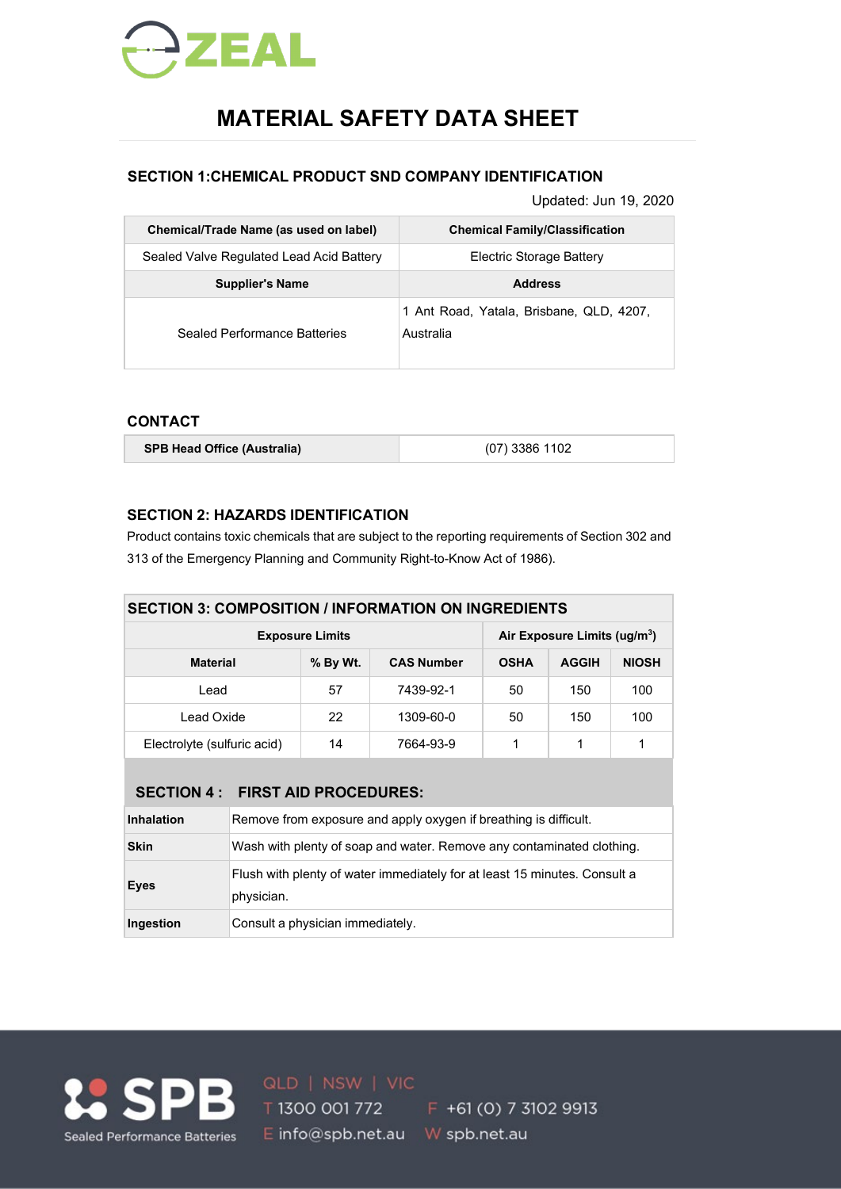ZEAL

# MATERIAL SAFETY DATA SHEET

## SECTION 1:CHEMICAL PRODUCT SND COMPANY IDENTIFICATION

Updated: Jun 19, 2020

| Chemical/Trade Name (as used on label) | Chemical Family/Classification |
|---|---|
| Sealed Valve Regulated Lead Acid Battery | Electric Storage Battery |
| **Supplier's Name** | **Address** |
| Sealed Performance Batteries | 1 Ant Road, Yatala, Brisbane, QLD, 4207, Australia |

## CONTACT

| SPB Head Office (Australia) | (07) 3386 1102 |
|---|---|

## SECTION 2: HAZARDS IDENTIFICATION

Product contains toxic chemicals that are subject to the reporting requirements of Section 302 and 313 of the Emergency Planning and Community Right-to-Know Act of 1986).

## SECTION 3: COMPOSITION / INFORMATION ON INGREDIENTS

| Exposure Limits | | | Air Exposure Limits (ug/m$^3$) | | |
|---|---|---|---|---|---|
| **Material** | **% By Wt.** | **CAS Number** | **OSHA** | **AGGIH** | **NIOSH** |
| Lead | 57 | 7439-92-1 | 50 | 150 | 100 |
| Lead Oxide | 22 | 1309-60-0 | 50 | 150 | 100 |
| Electrolyte (sulfuric acid) | 14 | 7664-93-9 | 1 | 1 | 1 |

## SECTION 4 : FIRST AID PROCEDURES:

| | |
|---|---|
| **Inhalation** | Remove from exposure and apply oxygen if breathing is difficult. |
| **Skin** | Wash with plenty of soap and water. Remove any contaminated clothing. |
| **Eyes** | Flush with plenty of water immediately for at least 15 minutes. Consult a physician. |
| **Ingestion** | Consult a physician immediately. |

SPB Sealed Performance Batteries

QLD | NSW | VIC

T 1300 001 772 F +61 (0) 7 3102 9913

E info@spb.net.au W spb.net.au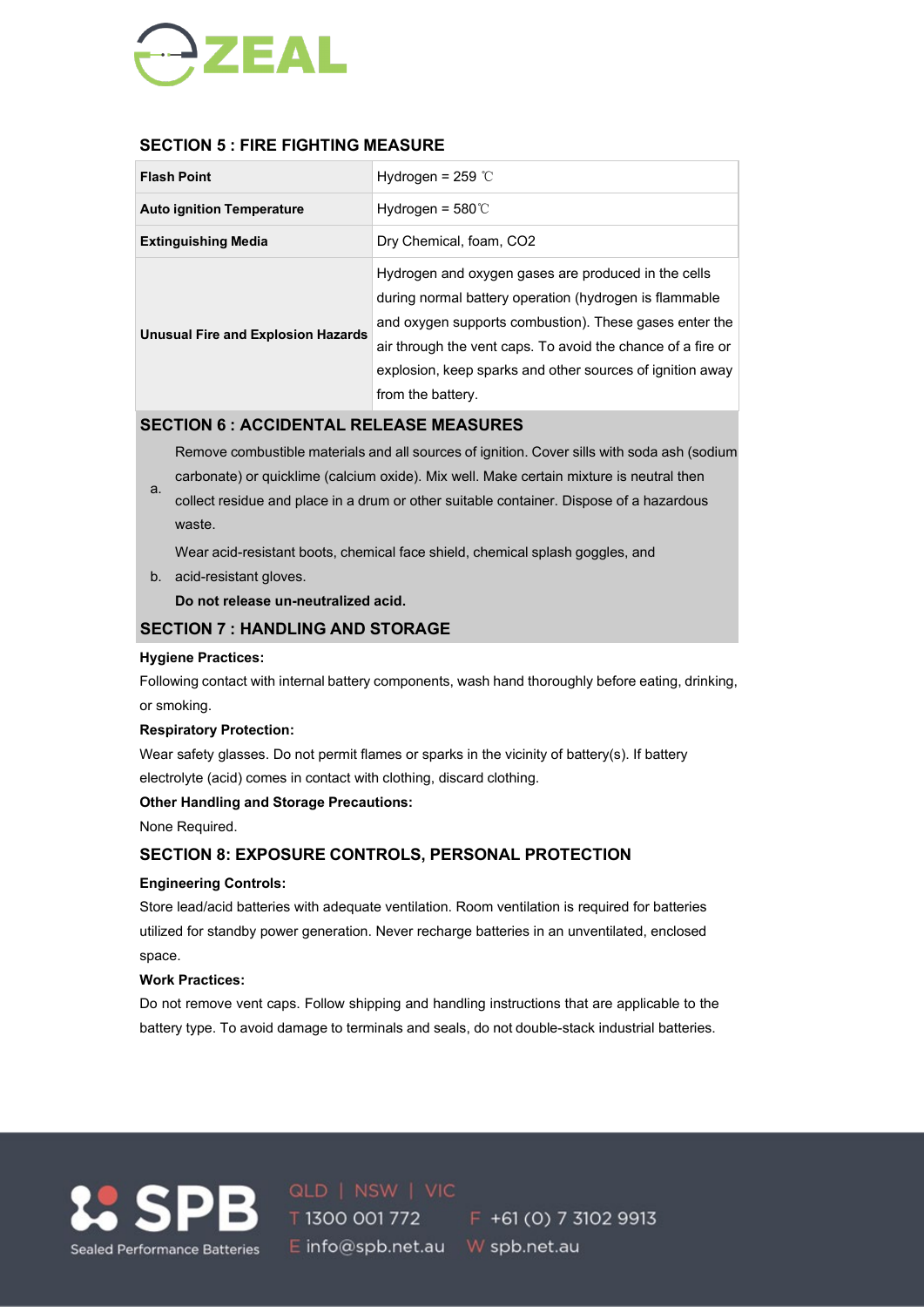## SECTION 5 : FIRE FIGHTING MEASURE

| **Flash Point** | Hydrogen = 259 ℃ |
|---|---|
| **Auto ignition Temperature** | Hydrogen = 580℃ |
| **Extinguishing Media** | Dry Chemical, foam, $CO_2$ |
| **Unusual Fire and Explosion Hazards** | Hydrogen and oxygen gases are produced in the cells during normal battery operation (hydrogen is flammable and oxygen supports combustion). These gases enter the air through the vent caps. To avoid the chance of a fire or explosion, keep sparks and other sources of ignition away from the battery. |

## SECTION 6 : ACCIDENTAL RELEASE MEASURES

a. Remove combustible materials and all sources of ignition. Cover sills with soda ash (sodium carbonate) or quicklime (calcium oxide). Mix well. Make certain mixture is neutral then collect residue and place in a drum or other suitable container. Dispose of a hazardous waste.

b. Wear acid-resistant boots, chemical face shield, chemical splash goggles, and acid-resistant gloves.

**Do not release un-neutralized acid.**

## SECTION 7 : HANDLING AND STORAGE

**Hygiene Practices:**

Following contact with internal battery components, wash hand thoroughly before eating, drinking, or smoking.

**Respiratory Protection:**

Wear safety glasses. Do not permit flames or sparks in the vicinity of battery(s). If battery electrolyte (acid) comes in contact with clothing, discard clothing.

**Other Handling and Storage Precautions:**

None Required.

## SECTION 8: EXPOSURE CONTROLS, PERSONAL PROTECTION

**Engineering Controls:**

Store lead/acid batteries with adequate ventilation. Room ventilation is required for batteries utilized for standby power generation. Never recharge batteries in an unventilated, enclosed space.

**Work Practices:**

Do not remove vent caps. Follow shipping and handling instructions that are applicable to the battery type. To avoid damage to terminals and seals, do not double-stack industrial batteries.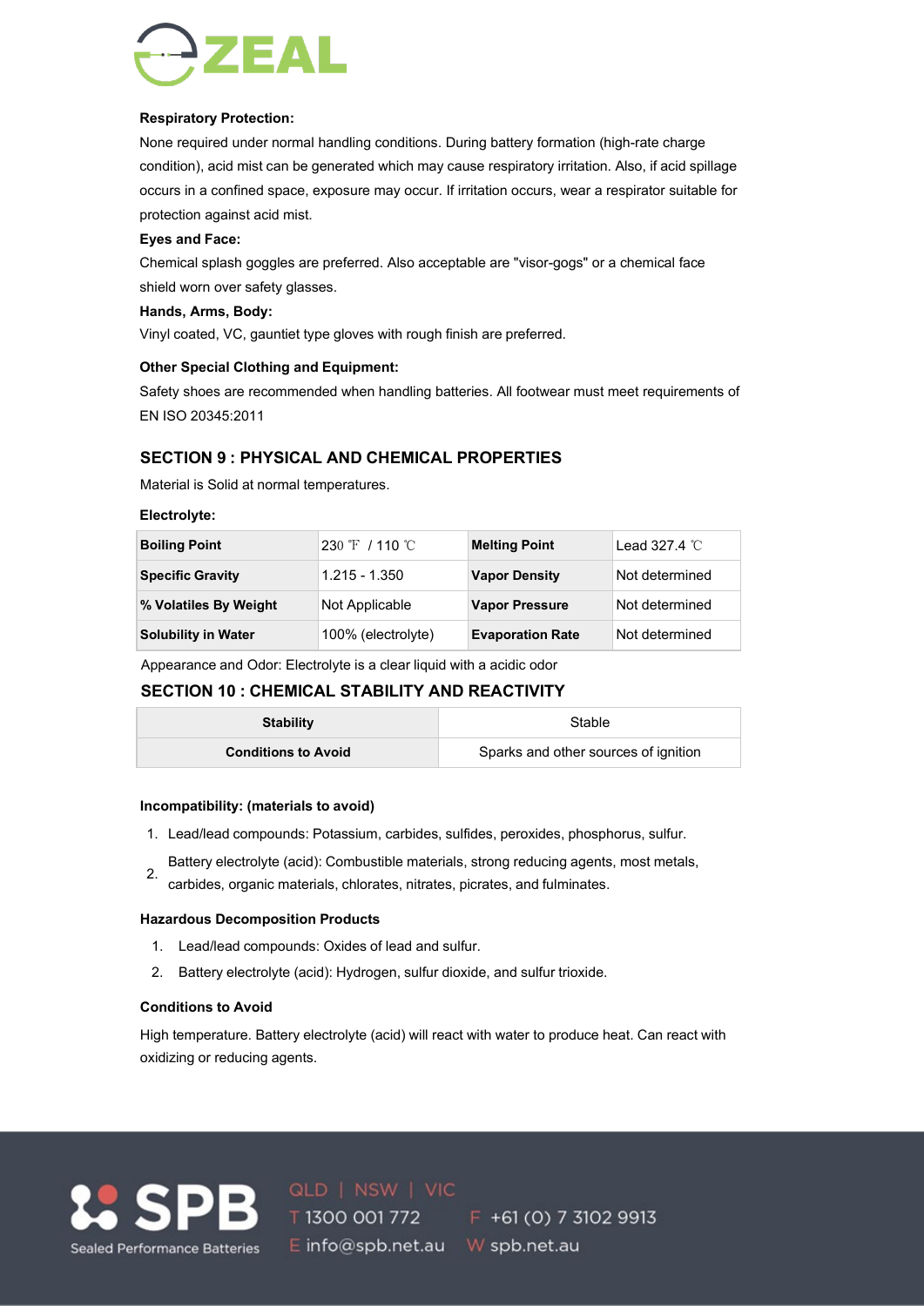**Respiratory Protection:**

None required under normal handling conditions. During battery formation (high-rate charge condition), acid mist can be generated which may cause respiratory irritation. Also, if acid spillage occurs in a confined space, exposure may occur. If irritation occurs, wear a respirator suitable for protection against acid mist.

**Eyes and Face:**

Chemical splash goggles are preferred. Also acceptable are "visor-gogs" or a chemical face shield worn over safety glasses.

**Hands, Arms, Body:**

Vinyl coated, VC, gauntlet type gloves with rough finish are preferred.

**Other Special Clothing and Equipment:**

Safety shoes are recommended when handling batteries. All footwear must meet requirements of EN ISO 20345:2011

## SECTION 9 : PHYSICAL AND CHEMICAL PROPERTIES

Material is Solid at normal temperatures.

**Electrolyte:**

| Boiling Point | 230 ℉ / 110 ℃ | Melting Point | Lead 327.4 ℃ |
|---|---|---|---|
| Specific Gravity | 1.215 - 1.350 | Vapor Density | Not determined |
| % Volatiles By Weight | Not Applicable | Vapor Pressure | Not determined |
| Solubility in Water | 100% (electrolyte) | Evaporation Rate | Not determined |

Appearance and Odor: Electrolyte is a clear liquid with a acidic odor

## SECTION 10 : CHEMICAL STABILITY AND REACTIVITY

| Stability | Stable |
|---|---|
| Conditions to Avoid | Sparks and other sources of ignition |

**Incompatibility: (materials to avoid)**

1. Lead/lead compounds: Potassium, carbides, sulfides, peroxides, phosphorus, sulfur.
2. Battery electrolyte (acid): Combustible materials, strong reducing agents, most metals, carbides, organic materials, chlorates, nitrates, picrates, and fulminates.

**Hazardous Decomposition Products**

1. Lead/lead compounds: Oxides of lead and sulfur.
2. Battery electrolyte (acid): Hydrogen, sulfur dioxide, and sulfur trioxide.

**Conditions to Avoid**

High temperature. Battery electrolyte (acid) will react with water to produce heat. Can react with oxidizing or reducing agents.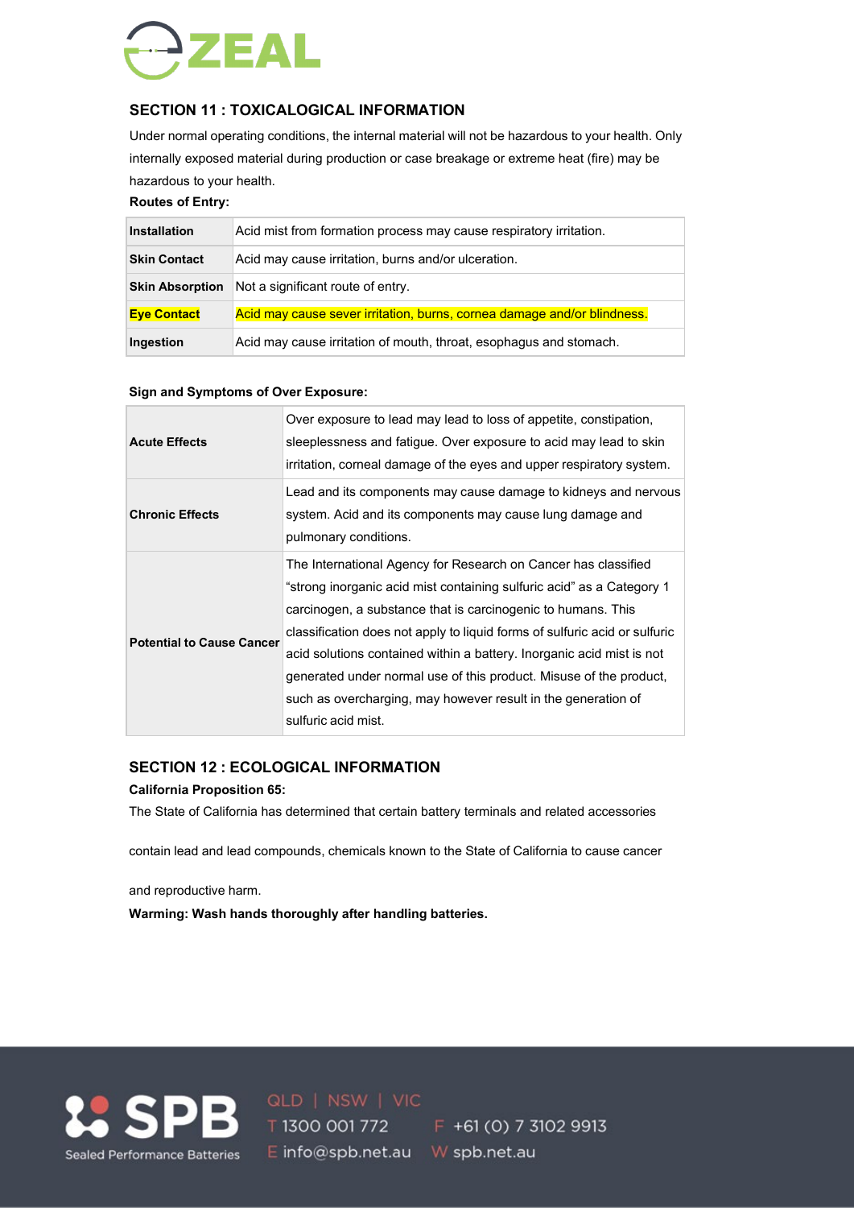## SECTION 11 : TOXICALOGICAL INFORMATION

Under normal operating conditions, the internal material will not be hazardous to your health. Only internally exposed material during production or case breakage or extreme heat (fire) may be hazardous to your health.

**Routes of Entry:**

| | |
|---|---|
| **Installation** | Acid mist from formation process may cause respiratory irritation. |
| **Skin Contact** | Acid may cause irritation, burns and/or ulceration. |
| **Skin Absorption** | Not a significant route of entry. |
| **Eye Contact** | Acid may cause sever irritation, burns, cornea damage and/or blindness. |
| **Ingestion** | Acid may cause irritation of mouth, throat, esophagus and stomach. |

**Sign and Symptoms of Over Exposure:**

| | |
|---|---|
| **Acute Effects** | Over exposure to lead may lead to loss of appetite, constipation, sleeplessness and fatigue. Over exposure to acid may lead to skin irritation, corneal damage of the eyes and upper respiratory system. |
| **Chronic Effects** | Lead and its components may cause damage to kidneys and nervous system. Acid and its components may cause lung damage and pulmonary conditions. |
| **Potential to Cause Cancer** | The International Agency for Research on Cancer has classified “strong inorganic acid mist containing sulfuric acid” as a Category 1 carcinogen, a substance that is carcinogenic to humans. This classification does not apply to liquid forms of sulfuric acid or sulfuric acid solutions contained within a battery. Inorganic acid mist is not generated under normal use of this product. Misuse of the product, such as overcharging, may however result in the generation of sulfuric acid mist. |

## SECTION 12 : ECOLOGICAL INFORMATION

**California Proposition 65:**

The State of California has determined that certain battery terminals and related accessories contain lead and lead compounds, chemicals known to the State of California to cause cancer and reproductive harm.

**Warming: Wash hands thoroughly after handling batteries.**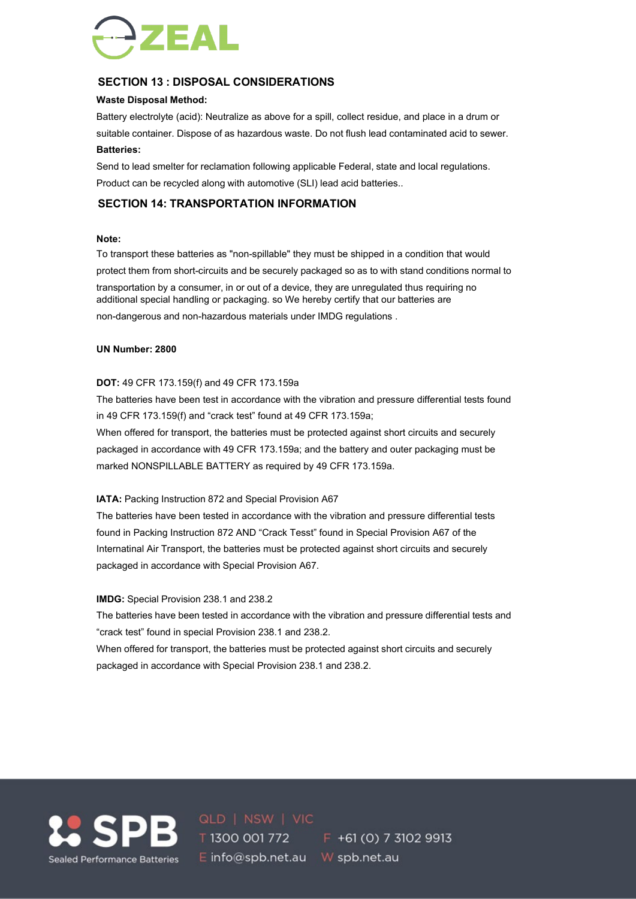## SECTION 13 : DISPOSAL CONSIDERATIONS

**Waste Disposal Method:**

Battery electrolyte (acid): Neutralize as above for a spill, collect residue, and place in a drum or suitable container. Dispose of as hazardous waste. Do not flush lead contaminated acid to sewer.

**Batteries:**

Send to lead smelter for reclamation following applicable Federal, state and local regulations. Product can be recycled along with automotive (SLI) lead acid batteries..

## SECTION 14: TRANSPORTATION INFORMATION

**Note:**

To transport these batteries as "non-spillable" they must be shipped in a condition that would protect them from short-circuits and be securely packaged so as to with stand conditions normal to transportation by a consumer, in or out of a device, they are unregulated thus requiring no additional special handling or packaging. so We hereby certify that our batteries are non-dangerous and non-hazardous materials under IMDG regulations .

**UN Number: 2800**

**DOT:** 49 CFR 173.159(f) and 49 CFR 173.159a

The batteries have been test in accordance with the vibration and pressure differential tests found in 49 CFR 173.159(f) and "crack test" found at 49 CFR 173.159a;

When offered for transport, the batteries must be protected against short circuits and securely packaged in accordance with 49 CFR 173.159a; and the battery and outer packaging must be marked NONSPILLABLE BATTERY as required by 49 CFR 173.159a.

**IATA:** Packing Instruction 872 and Special Provision A67

The batteries have been tested in accordance with the vibration and pressure differential tests found in Packing Instruction 872 AND "Crack Tesst" found in Special Provision A67 of the Internatinal Air Transport, the batteries must be protected against short circuits and securely packaged in accordance with Special Provision A67.

**IMDG:** Special Provision 238.1 and 238.2

The batteries have been tested in accordance with the vibration and pressure differential tests and "crack test" found in special Provision 238.1 and 238.2.

When offered for transport, the batteries must be protected against short circuits and securely packaged in accordance with Special Provision 238.1 and 238.2.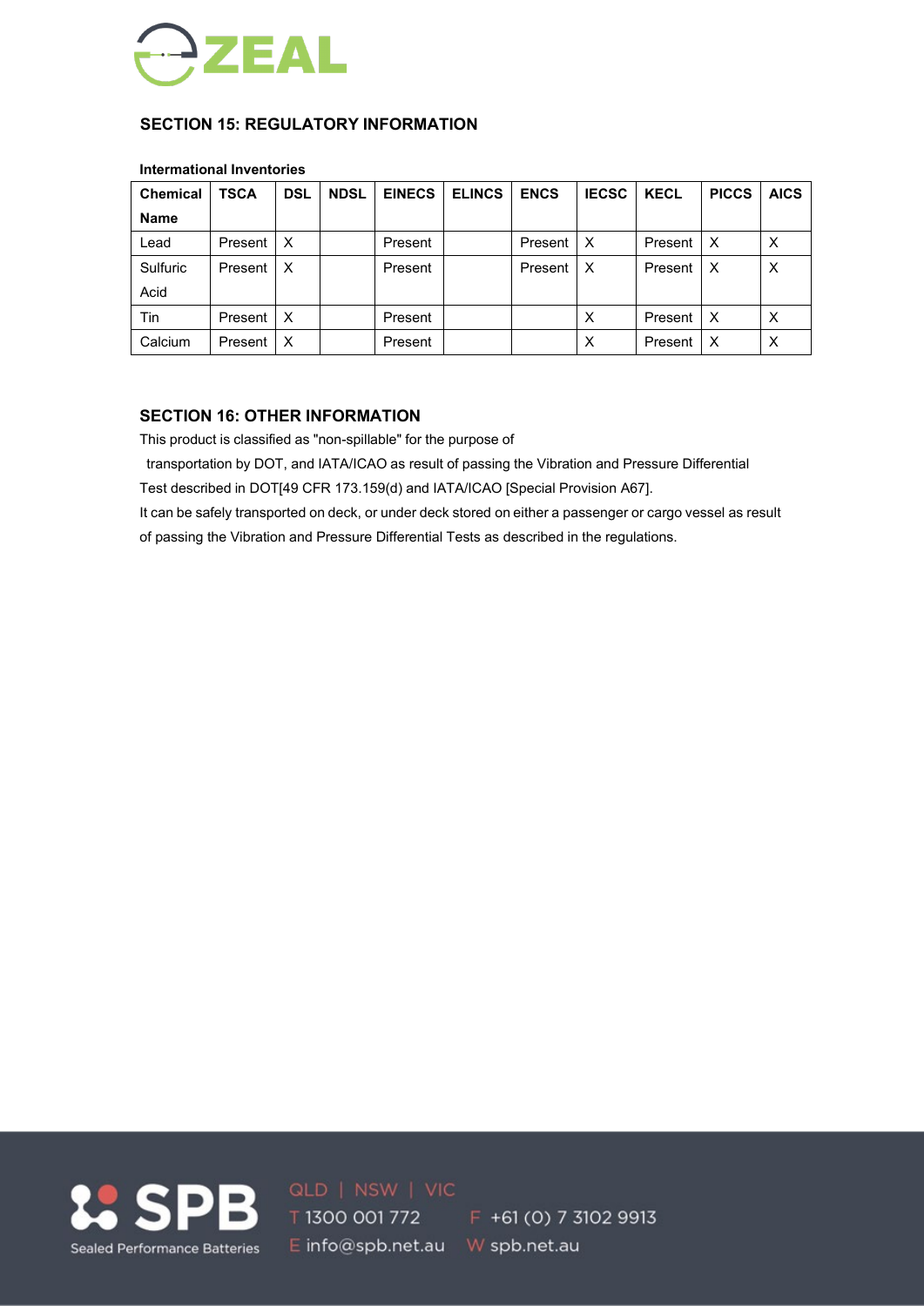## SECTION 15: REGULATORY INFORMATION

**International Inventories**

| Chemical Name | TSCA | DSL | NDSL | EINECS | ELINCS | ENCS | IECSC | KECL | PICCS | AICS |
|---|---|---|---|---|---|---|---|---|---|---|
| Lead | Present | X | | Present | | Present | X | Present | X | X |
| Sulfuric Acid | Present | X | | Present | | Present | X | Present | X | X |
| Tin | Present | X | | Present | | | X | Present | X | X |
| Calcium | Present | X | | Present | | | X | Present | X | X |

## SECTION 16: OTHER INFORMATION

This product is classified as "non-spillable" for the purpose of transportation by DOT, and IATA/ICAO as result of passing the Vibration and Pressure Differential Test described in DOT[49 CFR 173.159(d) and IATA/ICAO [Special Provision A67].

It can be safely transported on deck, or under deck stored on either a passenger or cargo vessel as result of passing the Vibration and Pressure Differential Tests as described in the regulations.